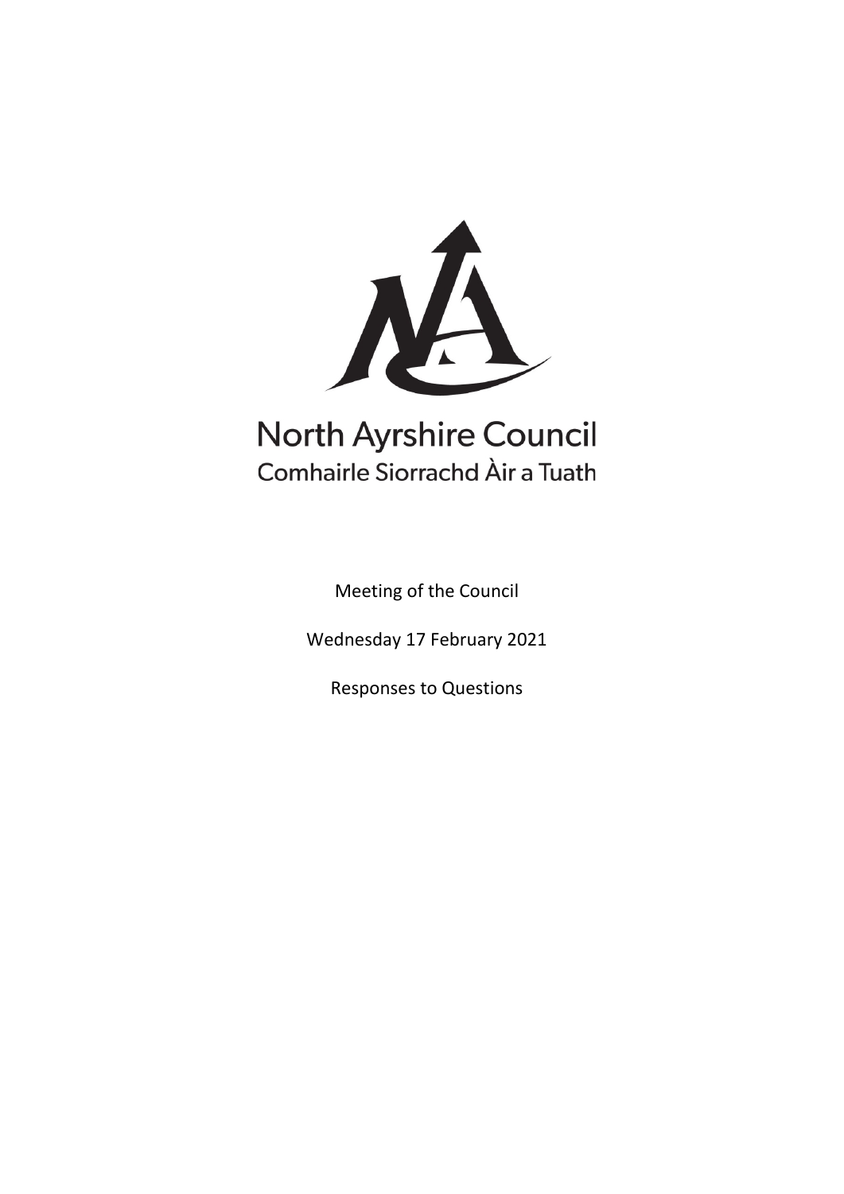North Ayrshire Council

Comhairle Siorrachd Àir a Tuath

Meeting of the Council

Wednesday 17 February 2021

Responses to Questions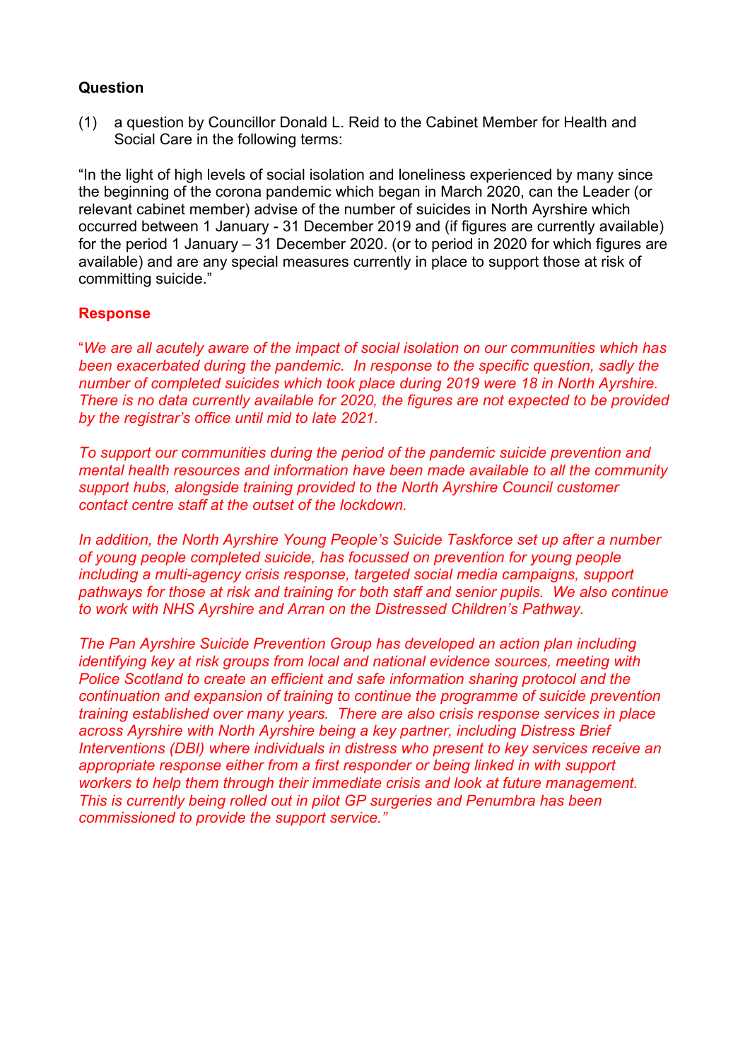**Question**

(1) a question by Councillor Donald L. Reid to the Cabinet Member for Health and Social Care in the following terms:

"In the light of high levels of social isolation and loneliness experienced by many since the beginning of the corona pandemic which began in March 2020, can the Leader (or relevant cabinet member) advise of the number of suicides in North Ayrshire which occurred between 1 January - 31 December 2019 and (if figures are currently available) for the period 1 January – 31 December 2020. (or to period in 2020 for which figures are available) and are any special measures currently in place to support those at risk of committing suicide."

**Response**

"*We are all acutely aware of the impact of social isolation on our communities which has been exacerbated during the pandemic. In response to the specific question, sadly the number of completed suicides which took place during 2019 were 18 in North Ayrshire. There is no data currently available for 2020, the figures are not expected to be provided by the registrar's office until mid to late 2021.*

*To support our communities during the period of the pandemic suicide prevention and mental health resources and information have been made available to all the community support hubs, alongside training provided to the North Ayrshire Council customer contact centre staff at the outset of the lockdown.*

*In addition, the North Ayrshire Young People's Suicide Taskforce set up after a number of young people completed suicide, has focussed on prevention for young people including a multi-agency crisis response, targeted social media campaigns, support pathways for those at risk and training for both staff and senior pupils. We also continue to work with NHS Ayrshire and Arran on the Distressed Children's Pathway.*

*The Pan Ayrshire Suicide Prevention Group has developed an action plan including identifying key at risk groups from local and national evidence sources, meeting with Police Scotland to create an efficient and safe information sharing protocol and the continuation and expansion of training to continue the programme of suicide prevention training established over many years. There are also crisis response services in place across Ayrshire with North Ayrshire being a key partner, including Distress Brief Interventions (DBI) where individuals in distress who present to key services receive an appropriate response either from a first responder or being linked in with support workers to help them through their immediate crisis and look at future management. This is currently being rolled out in pilot GP surgeries and Penumbra has been commissioned to provide the support service."*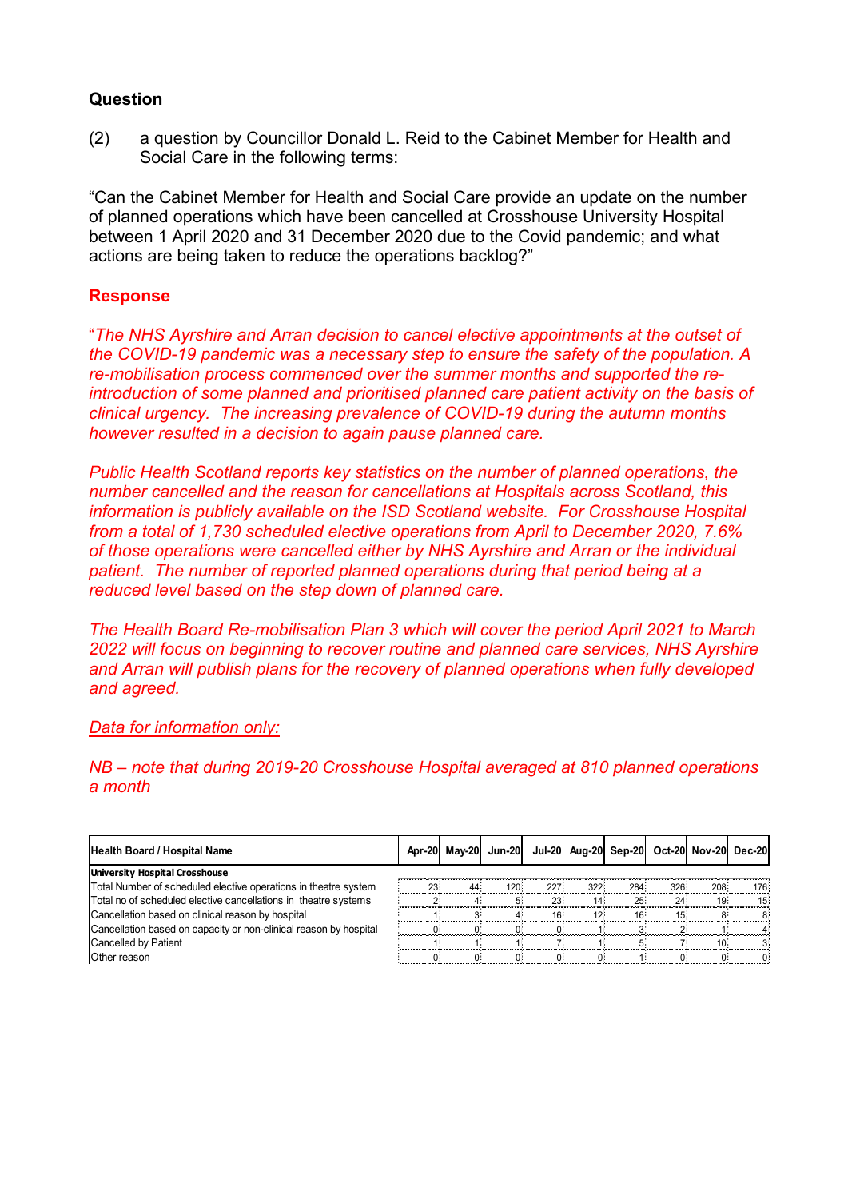**Question**

(2) a question by Councillor Donald L. Reid to the Cabinet Member for Health and Social Care in the following terms:

"Can the Cabinet Member for Health and Social Care provide an update on the number of planned operations which have been cancelled at Crosshouse University Hospital between 1 April 2020 and 31 December 2020 due to the Covid pandemic; and what actions are being taken to reduce the operations backlog?"

**Response**

"*The NHS Ayrshire and Arran decision to cancel elective appointments at the outset of the COVID-19 pandemic was a necessary step to ensure the safety of the population. A re-mobilisation process commenced over the summer months and supported the re-introduction of some planned and prioritised planned care patient activity on the basis of clinical urgency. The increasing prevalence of COVID-19 during the autumn months however resulted in a decision to again pause planned care.*

*Public Health Scotland reports key statistics on the number of planned operations, the number cancelled and the reason for cancellations at Hospitals across Scotland, this information is publicly available on the ISD Scotland website. For Crosshouse Hospital from a total of 1,730 scheduled elective operations from April to December 2020, 7.6% of those operations were cancelled either by NHS Ayrshire and Arran or the individual patient. The number of reported planned operations during that period being at a reduced level based on the step down of planned care.*

*The Health Board Re-mobilisation Plan 3 which will cover the period April 2021 to March 2022 will focus on beginning to recover routine and planned care services, NHS Ayrshire and Arran will publish plans for the recovery of planned operations when fully developed and agreed.*

*Data for information only:*

*NB – note that during 2019-20 Crosshouse Hospital averaged at 810 planned operations a month*

| Health Board / Hospital Name | Apr-20 | May-20 | Jun-20 | Jul-20 | Aug-20 | Sep-20 | Oct-20 | Nov-20 | Dec-20 |
|---|---|---|---|---|---|---|---|---|---|
| **University Hospital Crosshouse** | | | | | | | | | |
| Total Number of scheduled elective operations in theatre system | 23 | 44 | 120 | 227 | 322 | 284 | 326 | 208 | 176 |
| Total no of scheduled elective cancellations in theatre systems | 2 | 4 | 5 | 23 | 14 | 25 | 24 | 19 | 15 |
| Cancellation based on clinical reason by hospital | 1 | 3 | 4 | 16 | 12 | 16 | 15 | 8 | 8 |
| Cancellation based on capacity or non-clinical reason by hospital | 0 | 0 | 0 | 0 | 1 | 3 | 2 | 1 | 4 |
| Cancelled by Patient | 1 | 1 | 1 | 7 | 1 | 5 | 7 | 10 | 3 |
| Other reason | 0 | 0 | 0 | 0 | 0 | 1 | 0 | 0 | 0 |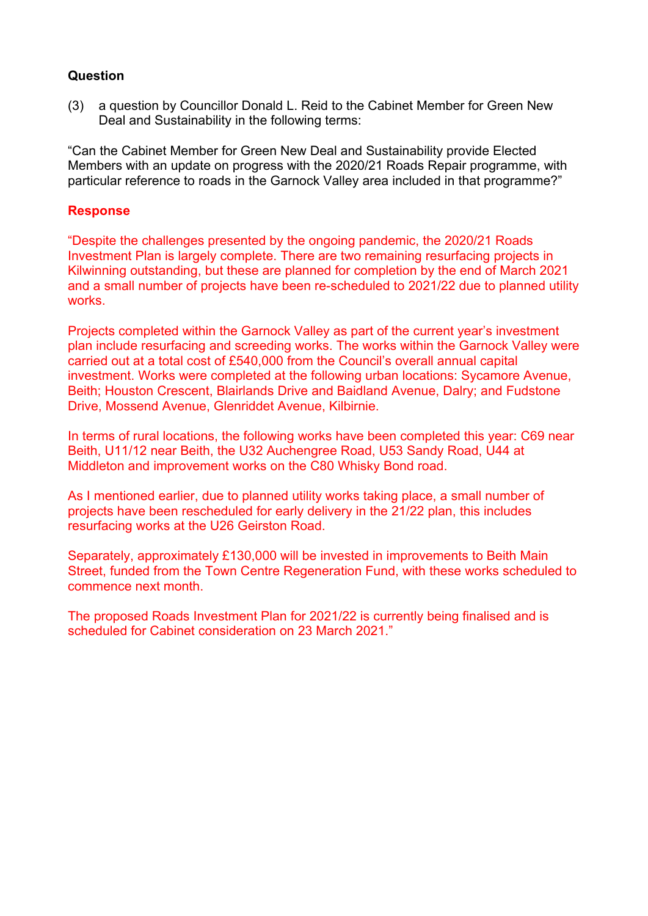**Question**

(3) a question by Councillor Donald L. Reid to the Cabinet Member for Green New Deal and Sustainability in the following terms:

"Can the Cabinet Member for Green New Deal and Sustainability provide Elected Members with an update on progress with the 2020/21 Roads Repair programme, with particular reference to roads in the Garnock Valley area included in that programme?"

**Response**

"Despite the challenges presented by the ongoing pandemic, the 2020/21 Roads Investment Plan is largely complete. There are two remaining resurfacing projects in Kilwinning outstanding, but these are planned for completion by the end of March 2021 and a small number of projects have been re-scheduled to 2021/22 due to planned utility works.

Projects completed within the Garnock Valley as part of the current year's investment plan include resurfacing and screeding works. The works within the Garnock Valley were carried out at a total cost of £540,000 from the Council's overall annual capital investment. Works were completed at the following urban locations: Sycamore Avenue, Beith; Houston Crescent, Blairlands Drive and Baidland Avenue, Dalry; and Fudstone Drive, Mossend Avenue, Glenriddet Avenue, Kilbirnie.

In terms of rural locations, the following works have been completed this year: C69 near Beith, U11/12 near Beith, the U32 Auchengree Road, U53 Sandy Road, U44 at Middleton and improvement works on the C80 Whisky Bond road.

As I mentioned earlier, due to planned utility works taking place, a small number of projects have been rescheduled for early delivery in the 21/22 plan, this includes resurfacing works at the U26 Geirston Road.

Separately, approximately £130,000 will be invested in improvements to Beith Main Street, funded from the Town Centre Regeneration Fund, with these works scheduled to commence next month.

The proposed Roads Investment Plan for 2021/22 is currently being finalised and is scheduled for Cabinet consideration on 23 March 2021."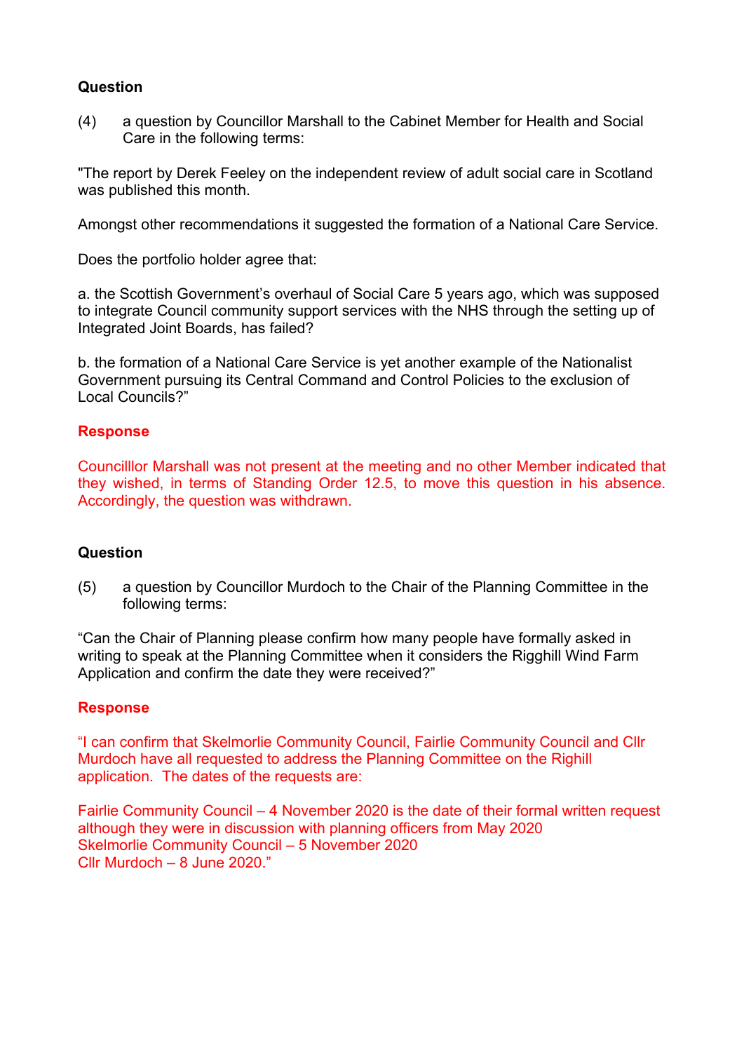**Question**

(4) a question by Councillor Marshall to the Cabinet Member for Health and Social Care in the following terms:

"The report by Derek Feeley on the independent review of adult social care in Scotland was published this month.

Amongst other recommendations it suggested the formation of a National Care Service.

Does the portfolio holder agree that:

a. the Scottish Government's overhaul of Social Care 5 years ago, which was supposed to integrate Council community support services with the NHS through the setting up of Integrated Joint Boards, has failed?

b. the formation of a National Care Service is yet another example of the Nationalist Government pursuing its Central Command and Control Policies to the exclusion of Local Councils?"

**Response**

Councilllor Marshall was not present at the meeting and no other Member indicated that they wished, in terms of Standing Order 12.5, to move this question in his absence. Accordingly, the question was withdrawn.

**Question**

(5) a question by Councillor Murdoch to the Chair of the Planning Committee in the following terms:

"Can the Chair of Planning please confirm how many people have formally asked in writing to speak at the Planning Committee when it considers the Rigghill Wind Farm Application and confirm the date they were received?"

**Response**

"I can confirm that Skelmorlie Community Council, Fairlie Community Council and Cllr Murdoch have all requested to address the Planning Committee on the Righill application. The dates of the requests are:

Fairlie Community Council – 4 November 2020 is the date of their formal written request although they were in discussion with planning officers from May 2020
Skelmorlie Community Council – 5 November 2020
Cllr Murdoch – 8 June 2020."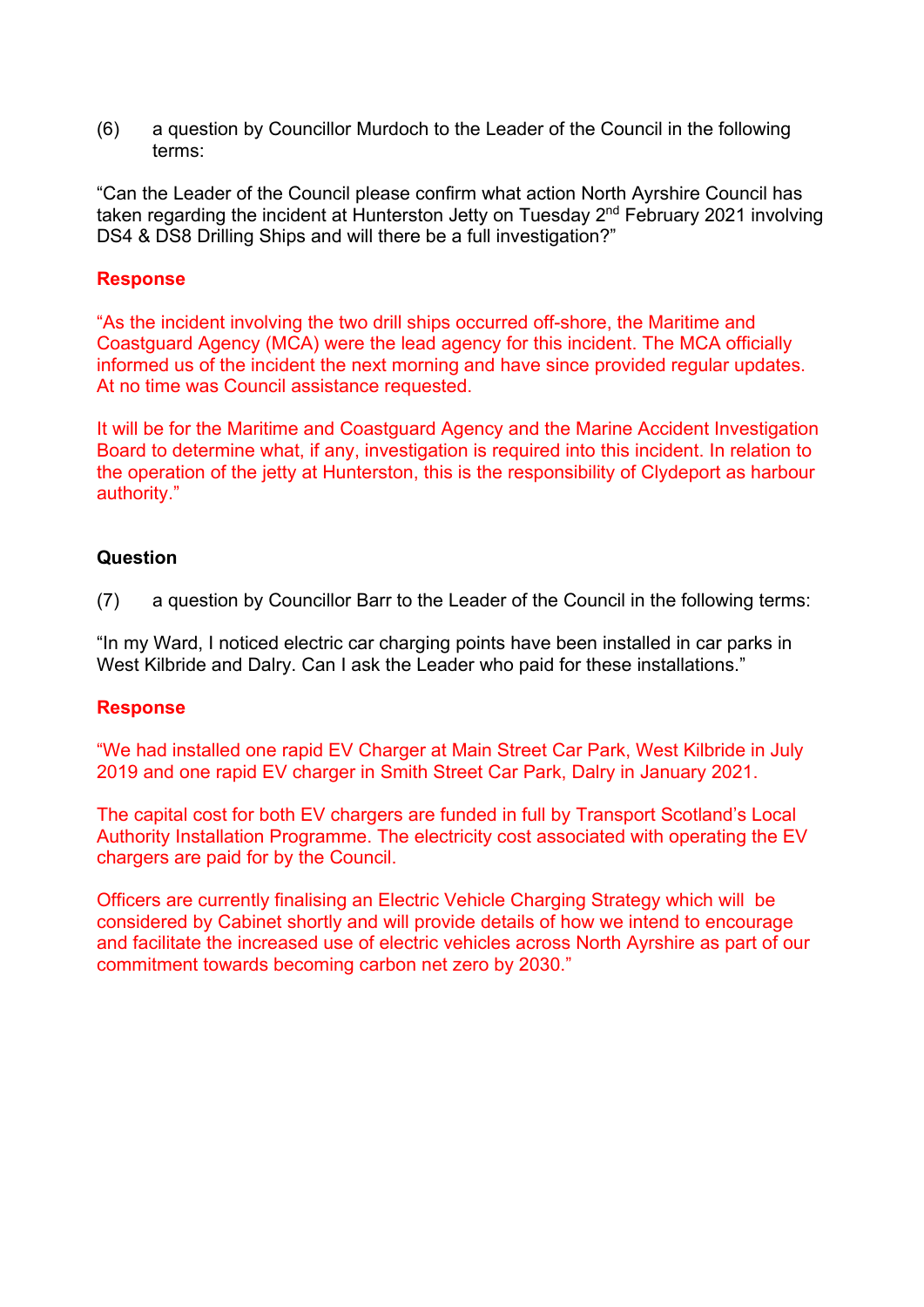(6) a question by Councillor Murdoch to the Leader of the Council in the following terms:

"Can the Leader of the Council please confirm what action North Ayrshire Council has taken regarding the incident at Hunterston Jetty on Tuesday 2nd February 2021 involving DS4 & DS8 Drilling Ships and will there be a full investigation?"

**Response**

"As the incident involving the two drill ships occurred off-shore, the Maritime and Coastguard Agency (MCA) were the lead agency for this incident. The MCA officially informed us of the incident the next morning and have since provided regular updates. At no time was Council assistance requested.

It will be for the Maritime and Coastguard Agency and the Marine Accident Investigation Board to determine what, if any, investigation is required into this incident. In relation to the operation of the jetty at Hunterston, this is the responsibility of Clydeport as harbour authority."

**Question**

(7) a question by Councillor Barr to the Leader of the Council in the following terms:

"In my Ward, I noticed electric car charging points have been installed in car parks in West Kilbride and Dalry. Can I ask the Leader who paid for these installations."

**Response**

"We had installed one rapid EV Charger at Main Street Car Park, West Kilbride in July 2019 and one rapid EV charger in Smith Street Car Park, Dalry in January 2021.

The capital cost for both EV chargers are funded in full by Transport Scotland's Local Authority Installation Programme. The electricity cost associated with operating the EV chargers are paid for by the Council.

Officers are currently finalising an Electric Vehicle Charging Strategy which will be considered by Cabinet shortly and will provide details of how we intend to encourage and facilitate the increased use of electric vehicles across North Ayrshire as part of our commitment towards becoming carbon net zero by 2030."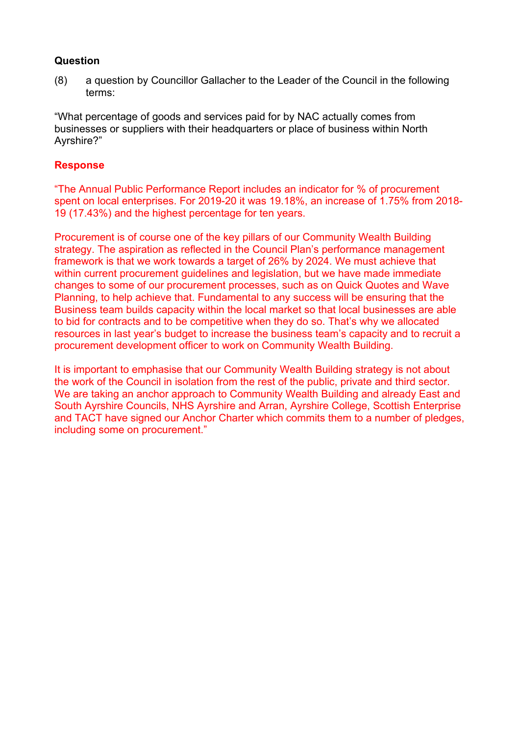**Question**

(8) a question by Councillor Gallacher to the Leader of the Council in the following terms:

"What percentage of goods and services paid for by NAC actually comes from businesses or suppliers with their headquarters or place of business within North Ayrshire?"

**Response**

"The Annual Public Performance Report includes an indicator for % of procurement spent on local enterprises. For 2019-20 it was 19.18%, an increase of 1.75% from 2018-19 (17.43%) and the highest percentage for ten years.

Procurement is of course one of the key pillars of our Community Wealth Building strategy. The aspiration as reflected in the Council Plan's performance management framework is that we work towards a target of 26% by 2024. We must achieve that within current procurement guidelines and legislation, but we have made immediate changes to some of our procurement processes, such as on Quick Quotes and Wave Planning, to help achieve that. Fundamental to any success will be ensuring that the Business team builds capacity within the local market so that local businesses are able to bid for contracts and to be competitive when they do so. That's why we allocated resources in last year's budget to increase the business team's capacity and to recruit a procurement development officer to work on Community Wealth Building.

It is important to emphasise that our Community Wealth Building strategy is not about the work of the Council in isolation from the rest of the public, private and third sector. We are taking an anchor approach to Community Wealth Building and already East and South Ayrshire Councils, NHS Ayrshire and Arran, Ayrshire College, Scottish Enterprise and TACT have signed our Anchor Charter which commits them to a number of pledges, including some on procurement."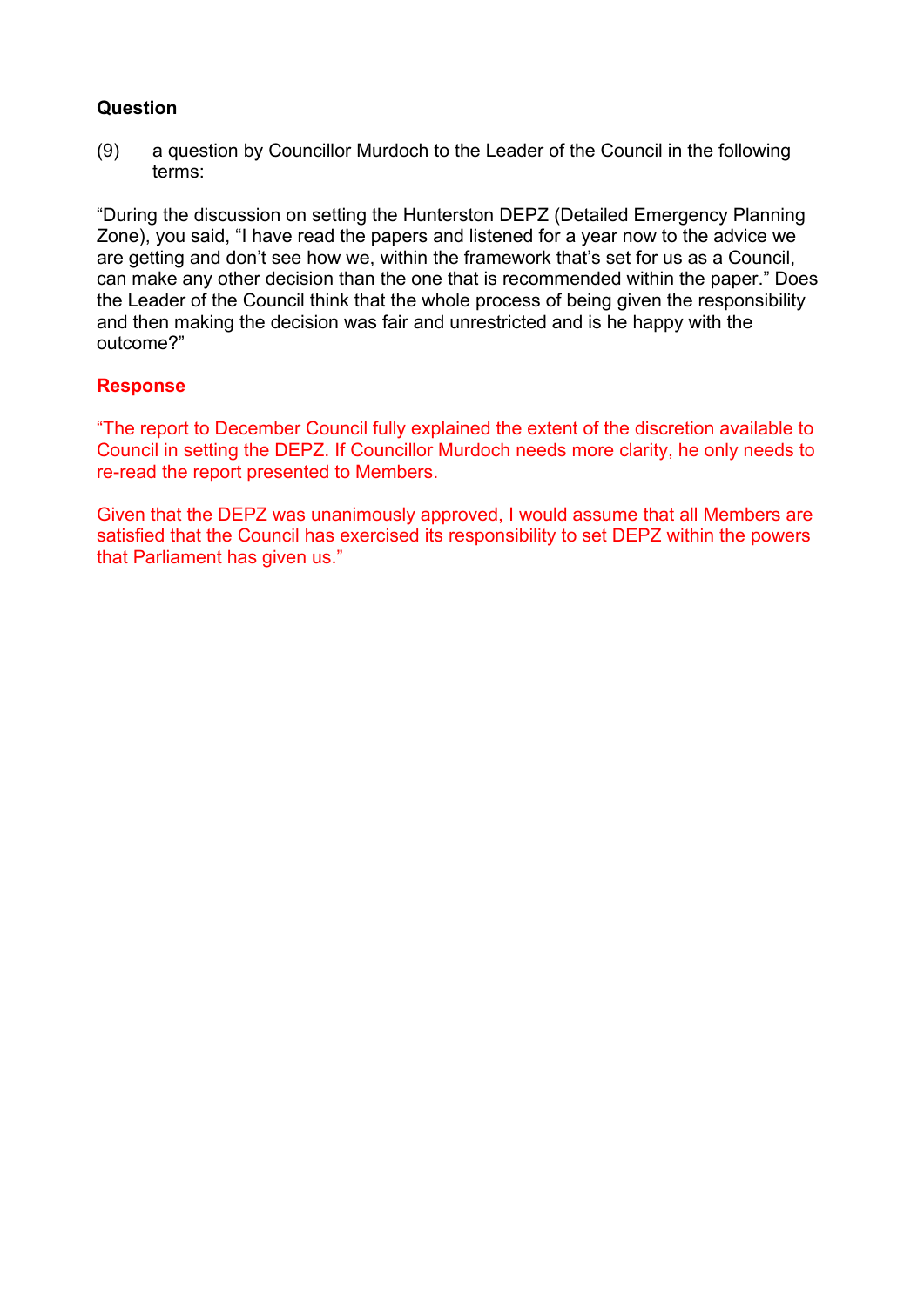**Question**

(9) a question by Councillor Murdoch to the Leader of the Council in the following terms:

"During the discussion on setting the Hunterston DEPZ (Detailed Emergency Planning Zone), you said, "I have read the papers and listened for a year now to the advice we are getting and don't see how we, within the framework that's set for us as a Council, can make any other decision than the one that is recommended within the paper." Does the Leader of the Council think that the whole process of being given the responsibility and then making the decision was fair and unrestricted and is he happy with the outcome?"

**Response**

"The report to December Council fully explained the extent of the discretion available to Council in setting the DEPZ. If Councillor Murdoch needs more clarity, he only needs to re-read the report presented to Members.

Given that the DEPZ was unanimously approved, I would assume that all Members are satisfied that the Council has exercised its responsibility to set DEPZ within the powers that Parliament has given us."